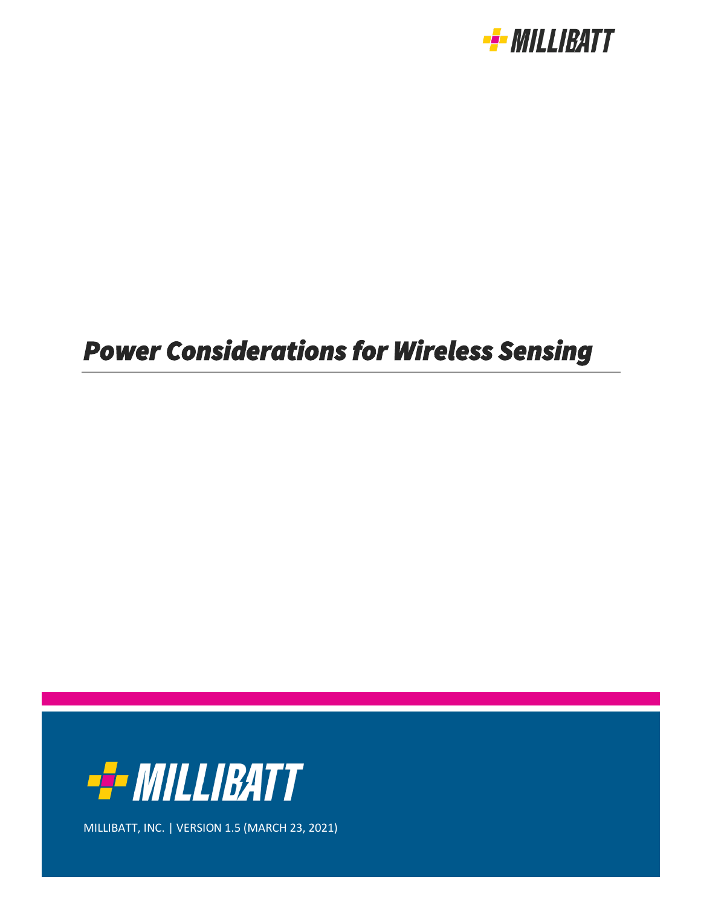# *Power Considerations for Wireless Sensing*

MILLIBATT, INC. | VERSION 1.5 (MARCH 23, 2021)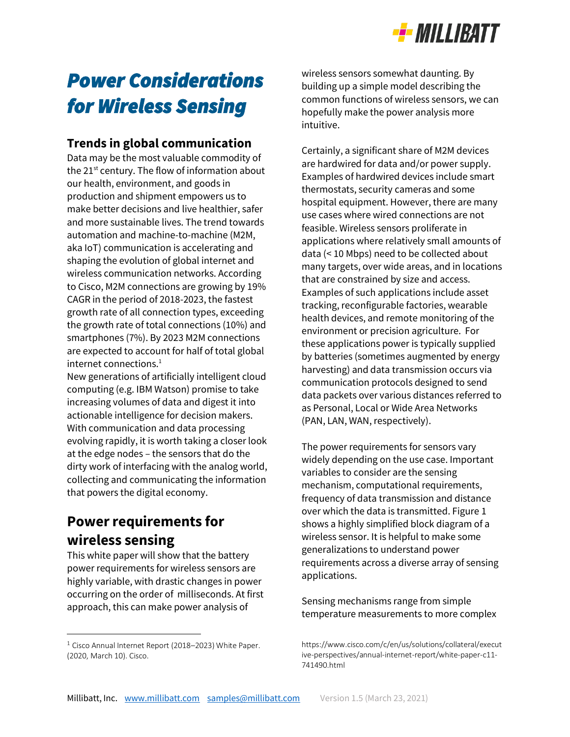# Power Considerations for Wireless Sensing

## Trends in global communication

Data may be the most valuable commodity of the 21st century. The flow of information about our health, environment, and goods in production and shipment empowers us to make better decisions and live healthier, safer and more sustainable lives. The trend towards automation and machine-to-machine (M2M, aka IoT) communication is accelerating and shaping the evolution of global internet and wireless communication networks. According to Cisco, M2M connections are growing by 19% CAGR in the period of 2018-2023, the fastest growth rate of all connection types, exceeding the growth rate of total connections (10%) and smartphones (7%). By 2023 M2M connections are expected to account for half of total global internet connections.[1]

New generations of artificially intelligent cloud computing (e.g. IBM Watson) promise to take increasing volumes of data and digest it into actionable intelligence for decision makers. With communication and data processing evolving rapidly, it is worth taking a closer look at the edge nodes – the sensors that do the dirty work of interfacing with the analog world, collecting and communicating the information that powers the digital economy.

## Power requirements for wireless sensing

This white paper will show that the battery power requirements for wireless sensors are highly variable, with drastic changes in power occurring on the order of milliseconds. At first approach, this can make power analysis of wireless sensors somewhat daunting. By building up a simple model describing the common functions of wireless sensors, we can hopefully make the power analysis more intuitive.

Certainly, a significant share of M2M devices are hardwired for data and/or power supply. Examples of hardwired devices include smart thermostats, security cameras and some hospital equipment. However, there are many use cases where wired connections are not feasible. Wireless sensors proliferate in applications where relatively small amounts of data (< 10 Mbps) need to be collected about many targets, over wide areas, and in locations that are constrained by size and access. Examples of such applications include asset tracking, reconfigurable factories, wearable health devices, and remote monitoring of the environment or precision agriculture. For these applications power is typically supplied by batteries (sometimes augmented by energy harvesting) and data transmission occurs via communication protocols designed to send data packets over various distances referred to as Personal, Local or Wide Area Networks (PAN, LAN, WAN, respectively).

The power requirements for sensors vary widely depending on the use case. Important variables to consider are the sensing mechanism, computational requirements, frequency of data transmission and distance over which the data is transmitted. Figure 1 shows a highly simplified block diagram of a wireless sensor. It is helpful to make some generalizations to understand power requirements across a diverse array of sensing applications.

Sensing mechanisms range from simple temperature measurements to more complex

---

[1] Cisco Annual Internet Report (2018–2023) White Paper. (2020, March 10). Cisco. https://www.cisco.com/c/en/us/solutions/collateral/executive-perspectives/annual-internet-report/white-paper-c11-741490.html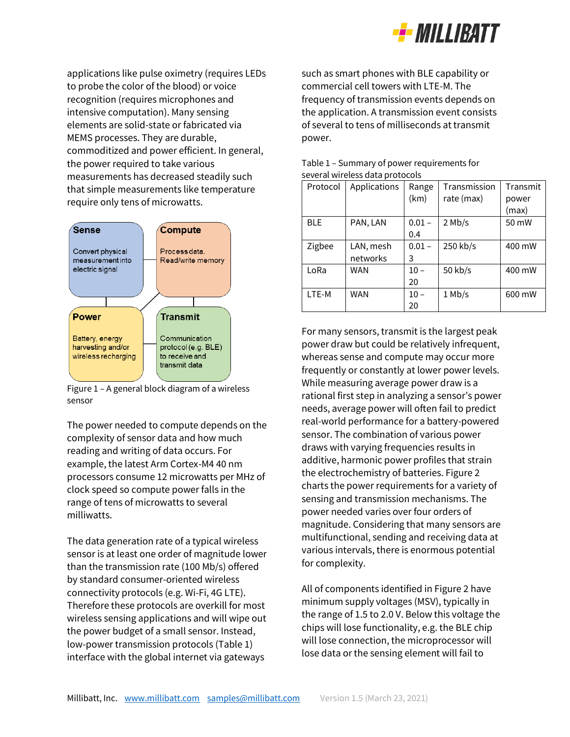applications like pulse oximetry (requires LEDs to probe the color of the blood) or voice recognition (requires microphones and intensive computation). Many sensing elements are solid-state or fabricated via MEMS processes. They are durable, commoditized and power efficient. In general, the power required to take various measurements has decreased steadily such that simple measurements like temperature require only tens of microwatts.

**Sense**
Convert physical measurement into electric signal

**Compute**
Process data. Read/write memory

**Power**
Battery, energy harvesting and/or wireless recharging

**Transmit**
Communication protocol (e.g. BLE) to receive and transmit data

Figure 1 – A general block diagram of a wireless sensor

The power needed to compute depends on the complexity of sensor data and how much reading and writing of data occurs. For example, the latest Arm Cortex-M4 40 nm processors consume 12 microwatts per MHz of clock speed so compute power falls in the range of tens of microwatts to several milliwatts.

The data generation rate of a typical wireless sensor is at least one order of magnitude lower than the transmission rate (100 Mb/s) offered by standard consumer-oriented wireless connectivity protocols (e.g. Wi-Fi, 4G LTE). Therefore these protocols are overkill for most wireless sensing applications and will wipe out the power budget of a small sensor. Instead, low-power transmission protocols (Table 1) interface with the global internet via gateways such as smart phones with BLE capability or commercial cell towers with LTE-M. The frequency of transmission events depends on the application. A transmission event consists of several to tens of milliseconds at transmit power.

Table 1 – Summary of power requirements for several wireless data protocols

| Protocol | Applications | Range (km) | Transmission rate (max) | Transmit power (max) |
|---|---|---|---|---|
| BLE | PAN, LAN | 0.01 – 0.4 | 2 Mb/s | 50 mW |
| Zigbee | LAN, mesh networks | 0.01 – 3 | 250 kb/s | 400 mW |
| LoRa | WAN | 10 – 20 | 50 kb/s | 400 mW |
| LTE-M | WAN | 10 – 20 | 1 Mb/s | 600 mW |

For many sensors, transmit is the largest peak power draw but could be relatively infrequent, whereas sense and compute may occur more frequently or constantly at lower power levels. While measuring average power draw is a rational first step in analyzing a sensor's power needs, average power will often fail to predict real-world performance for a battery-powered sensor. The combination of various power draws with varying frequencies results in additive, harmonic power profiles that strain the electrochemistry of batteries. Figure 2 charts the power requirements for a variety of sensing and transmission mechanisms. The power needed varies over four orders of magnitude. Considering that many sensors are multifunctional, sending and receiving data at various intervals, there is enormous potential for complexity.

All of components identified in Figure 2 have minimum supply voltages (MSV), typically in the range of 1.5 to 2.0 V. Below this voltage the chips will lose functionality, e.g. the BLE chip will lose connection, the microprocessor will lose data or the sensing element will fail to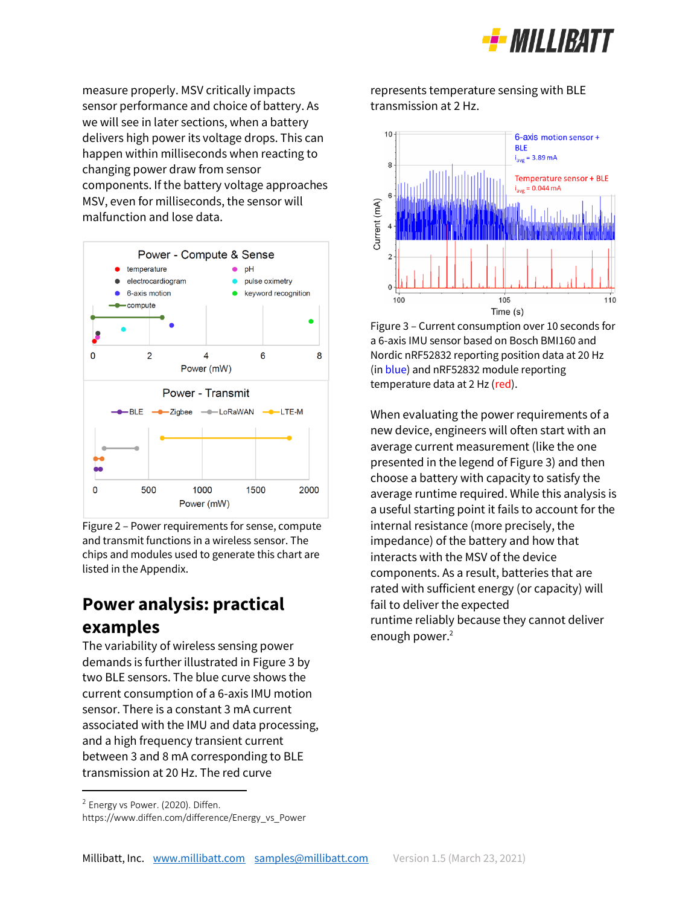measure properly. MSV critically impacts sensor performance and choice of battery. As we will see in later sections, when a battery delivers high power its voltage drops. This can happen within milliseconds when reacting to changing power draw from sensor components. If the battery voltage approaches MSV, even for milliseconds, the sensor will malfunction and lose data.

Figure 2 – Power requirements for sense, compute and transmit functions in a wireless sensor. The chips and modules used to generate this chart are listed in the Appendix.

## Power analysis: practical examples

The variability of wireless sensing power demands is further illustrated in Figure 3 by two BLE sensors. The blue curve shows the current consumption of a 6-axis IMU motion sensor. There is a constant 3 mA current associated with the IMU and data processing, and a high frequency transient current between 3 and 8 mA corresponding to BLE transmission at 20 Hz. The red curve represents temperature sensing with BLE transmission at 2 Hz.

Figure 3 – Current consumption over 10 seconds for a 6-axis IMU sensor based on Bosch BMI160 and Nordic nRF52832 reporting position data at 20 Hz (in blue) and nRF52832 module reporting temperature data at 2 Hz (red).

When evaluating the power requirements of a new device, engineers will often start with an average current measurement (like the one presented in the legend of Figure 3) and then choose a battery with capacity to satisfy the average runtime required. While this analysis is a useful starting point it fails to account for the internal resistance (more precisely, the impedance) of the battery and how that interacts with the MSV of the device components. As a result, batteries that are rated with sufficient energy (or capacity) will fail to deliver the expected runtime reliably because they cannot deliver enough power.[2]

[2] Energy vs Power. (2020). Diffen. https://www.diffen.com/difference/Energy_vs_Power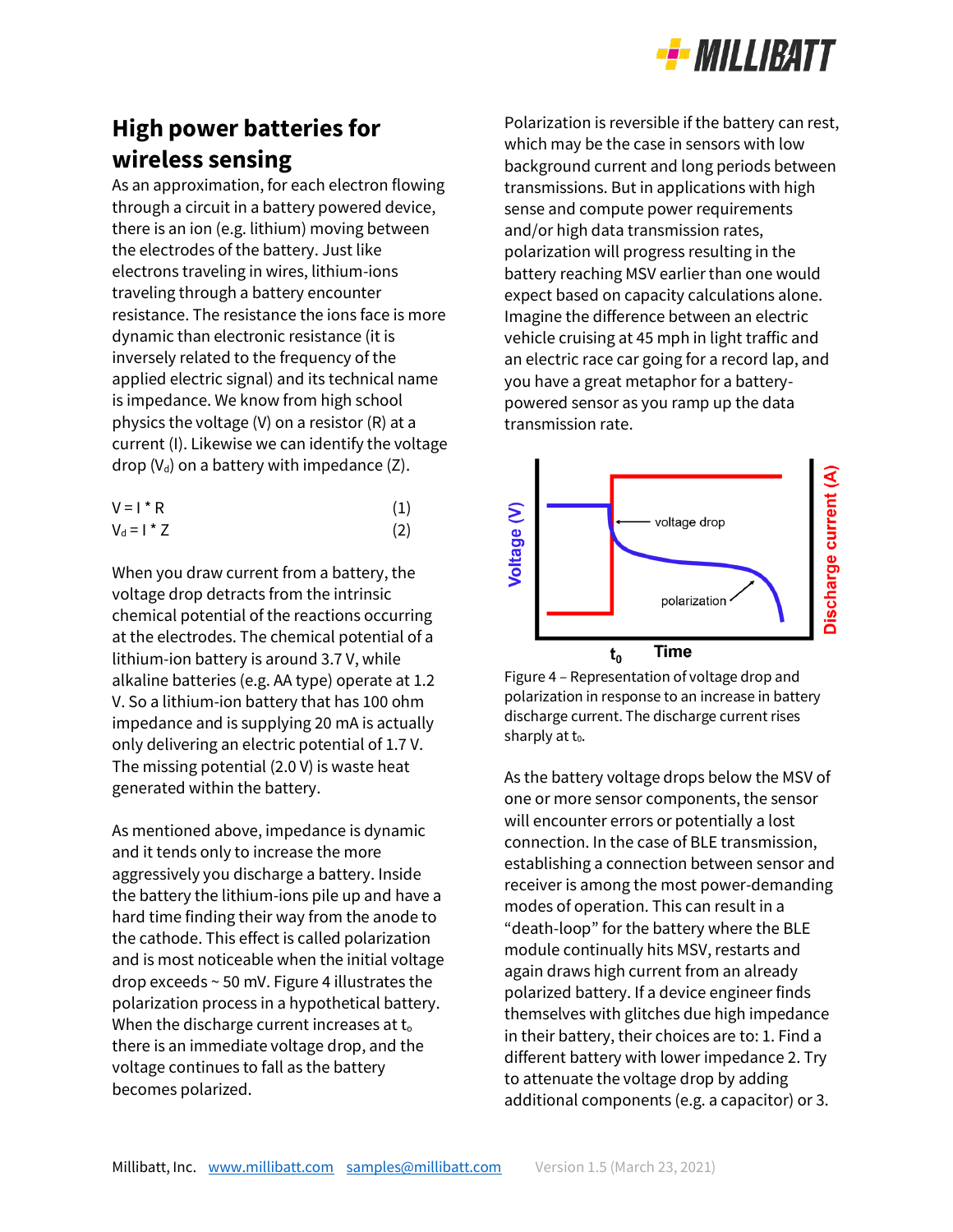## High power batteries for wireless sensing

As an approximation, for each electron flowing through a circuit in a battery powered device, there is an ion (e.g. lithium) moving between the electrodes of the battery. Just like electrons traveling in wires, lithium-ions traveling through a battery encounter resistance. The resistance the ions face is more dynamic than electronic resistance (it is inversely related to the frequency of the applied electric signal) and its technical name is impedance. We know from high school physics the voltage (V) on a resistor (R) at a current (I). Likewise we can identify the voltage drop ($V_d$) on a battery with impedance (Z).

$$V = I * R \quad (1)$$

$$V_d = I * Z \quad (2)$$

When you draw current from a battery, the voltage drop detracts from the intrinsic chemical potential of the reactions occurring at the electrodes. The chemical potential of a lithium-ion battery is around 3.7 V, while alkaline batteries (e.g. AA type) operate at 1.2 V. So a lithium-ion battery that has 100 ohm impedance and is supplying 20 mA is actually only delivering an electric potential of 1.7 V. The missing potential (2.0 V) is waste heat generated within the battery.

As mentioned above, impedance is dynamic and it tends only to increase the more aggressively you discharge a battery. Inside the battery the lithium-ions pile up and have a hard time finding their way from the anode to the cathode. This effect is called polarization and is most noticeable when the initial voltage drop exceeds ~ 50 mV. Figure 4 illustrates the polarization process in a hypothetical battery. When the discharge current increases at $t_o$ there is an immediate voltage drop, and the voltage continues to fall as the battery becomes polarized.

Polarization is reversible if the battery can rest, which may be the case in sensors with low background current and long periods between transmissions. But in applications with high sense and compute power requirements and/or high data transmission rates, polarization will progress resulting in the battery reaching MSV earlier than one would expect based on capacity calculations alone. Imagine the difference between an electric vehicle cruising at 45 mph in light traffic and an electric race car going for a record lap, and you have a great metaphor for a battery-powered sensor as you ramp up the data transmission rate.

Figure 4 – Representation of voltage drop and polarization in response to an increase in battery discharge current. The discharge current rises sharply at $t_0$.

As the battery voltage drops below the MSV of one or more sensor components, the sensor will encounter errors or potentially a lost connection. In the case of BLE transmission, establishing a connection between sensor and receiver is among the most power-demanding modes of operation. This can result in a "death-loop" for the battery where the BLE module continually hits MSV, restarts and again draws high current from an already polarized battery. If a device engineer finds themselves with glitches due high impedance in their battery, their choices are to: 1. Find a different battery with lower impedance 2. Try to attenuate the voltage drop by adding additional components (e.g. a capacitor) or 3.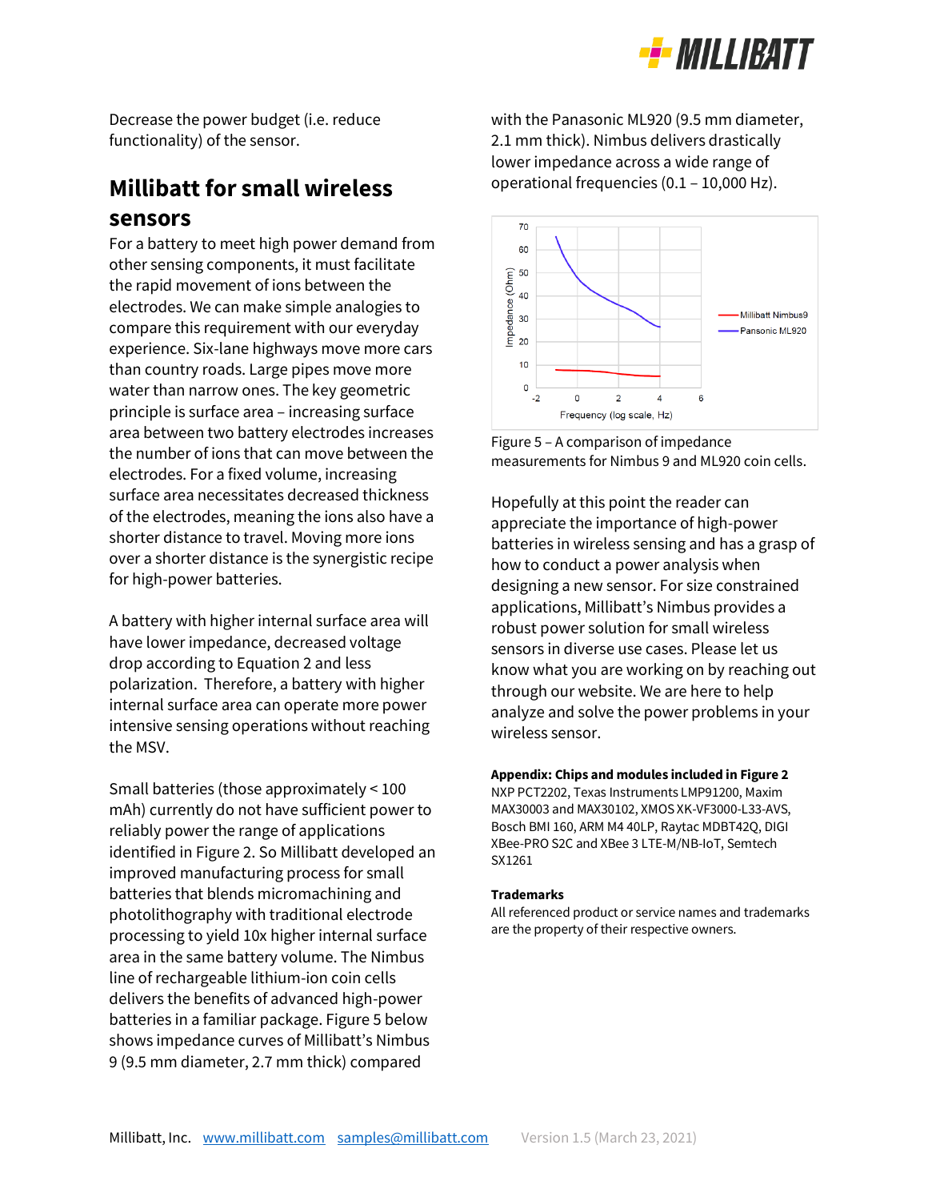Decrease the power budget (i.e. reduce functionality) of the sensor.

## Millibatt for small wireless sensors

For a battery to meet high power demand from other sensing components, it must facilitate the rapid movement of ions between the electrodes. We can make simple analogies to compare this requirement with our everyday experience. Six-lane highways move more cars than country roads. Large pipes move more water than narrow ones. The key geometric principle is surface area – increasing surface area between two battery electrodes increases the number of ions that can move between the electrodes. For a fixed volume, increasing surface area necessitates decreased thickness of the electrodes, meaning the ions also have a shorter distance to travel. Moving more ions over a shorter distance is the synergistic recipe for high-power batteries.

A battery with higher internal surface area will have lower impedance, decreased voltage drop according to Equation 2 and less polarization. Therefore, a battery with higher internal surface area can operate more power intensive sensing operations without reaching the MSV.

Small batteries (those approximately < 100 mAh) currently do not have sufficient power to reliably power the range of applications identified in Figure 2. So Millibatt developed an improved manufacturing process for small batteries that blends micromachining and photolithography with traditional electrode processing to yield 10x higher internal surface area in the same battery volume. The Nimbus line of rechargeable lithium-ion coin cells delivers the benefits of advanced high-power batteries in a familiar package. Figure 5 below shows impedance curves of Millibatt's Nimbus 9 (9.5 mm diameter, 2.7 mm thick) compared with the Panasonic ML920 (9.5 mm diameter, 2.1 mm thick). Nimbus delivers drastically lower impedance across a wide range of operational frequencies (0.1 – 10,000 Hz).

Impedance (Ohm)
70
60
50
40
30
20
10
0
-2
0
2
4
6
Frequency (log scale, Hz)
Millibatt Nimbus9
Pansonic ML920

Figure 5 – A comparison of impedance measurements for Nimbus 9 and ML920 coin cells.

Hopefully at this point the reader can appreciate the importance of high-power batteries in wireless sensing and has a grasp of how to conduct a power analysis when designing a new sensor. For size constrained applications, Millibatt's Nimbus provides a robust power solution for small wireless sensors in diverse use cases. Please let us know what you are working on by reaching out through our website. We are here to help analyze and solve the power problems in your wireless sensor.

**Appendix: Chips and modules included in Figure 2**

NXP PCT2202, Texas Instruments LMP91200, Maxim MAX30003 and MAX30102, XMOS XK-VF3000-L33-AVS, Bosch BMI 160, ARM M4 40LP, Raytac MDBT42Q, DIGI XBee-PRO S2C and XBee 3 LTE-M/NB-IoT, Semtech SX1261

**Trademarks**

All referenced product or service names and trademarks are the property of their respective owners.

Millibatt, Inc. www.millibatt.com samples@millibatt.com Version 1.5 (March 23, 2021)